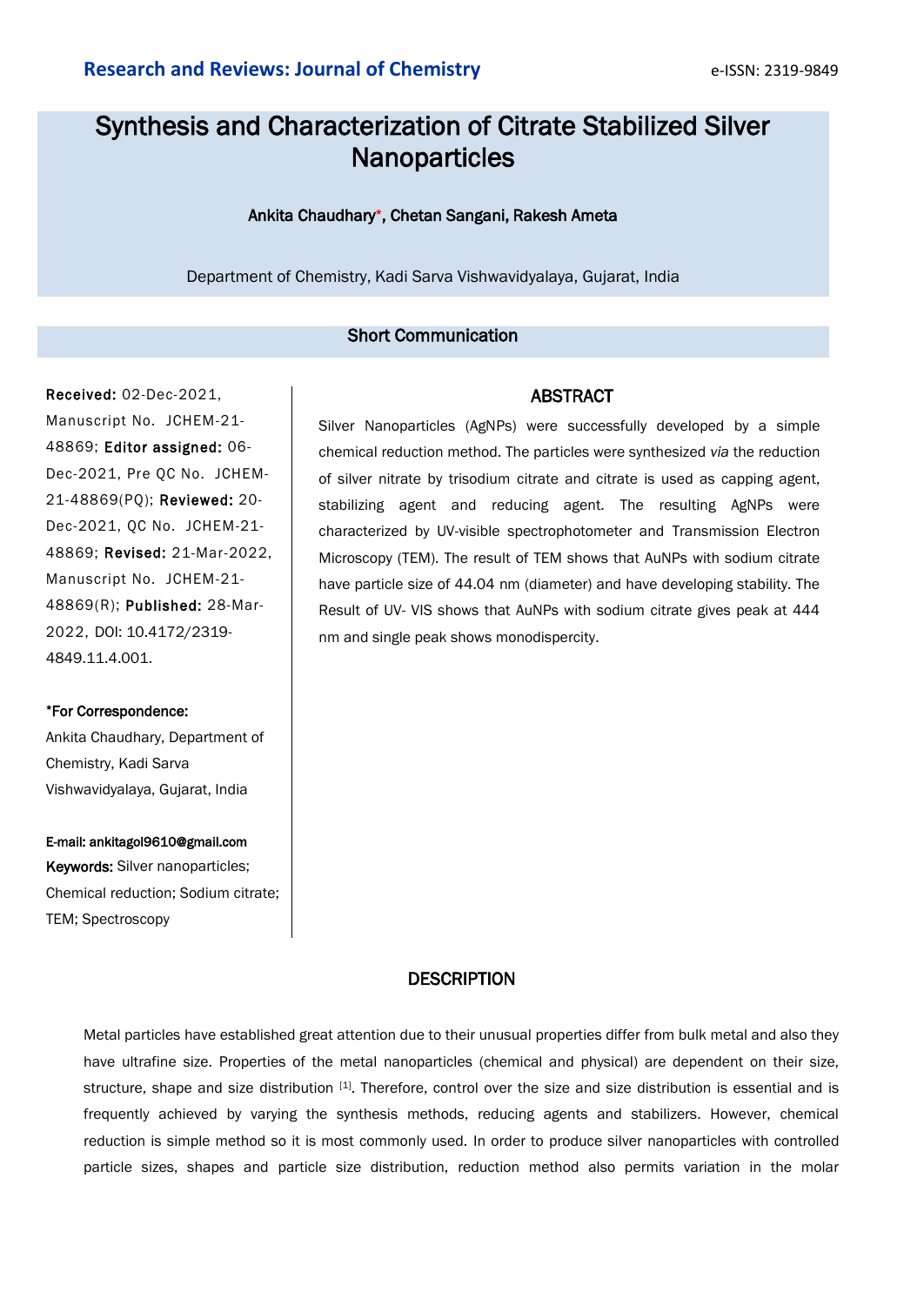# Synthesis and Characterization of Citrate Stabilized Silver Nanoparticles

**Ankita Chaudhary*, Chetan Sangani, Rakesh Ameta**

Department of Chemistry, Kadi Sarva Vishwavidyalaya, Gujarat, India

## Short Communication

**Received:** 02-Dec-2021, Manuscript No. JCHEM-21-48869; **Editor assigned:** 06-Dec-2021, Pre QC No. JCHEM-21-48869(PQ); **Reviewed:** 20-Dec-2021, QC No. JCHEM-21-48869; **Revised:** 21-Mar-2022, Manuscript No. JCHEM-21-48869(R); **Published:** 28-Mar-2022, DOI: 10.4172/2319-4849.11.4.001.

***For Correspondence:**

Ankita Chaudhary, Department of Chemistry, Kadi Sarva Vishwavidyalaya, Gujarat, India

**E-mail: ankitagol9610@gmail.com**

**Keywords:** Silver nanoparticles; Chemical reduction; Sodium citrate; TEM; Spectroscopy

## ABSTRACT

Silver Nanoparticles (AgNPs) were successfully developed by a simple chemical reduction method. The particles were synthesized *via* the reduction of silver nitrate by trisodium citrate and citrate is used as capping agent, stabilizing agent and reducing agent. The resulting AgNPs were characterized by UV-visible spectrophotometer and Transmission Electron Microscopy (TEM). The result of TEM shows that AuNPs with sodium citrate have particle size of 44.04 nm (diameter) and have developing stability. The Result of UV- VIS shows that AuNPs with sodium citrate gives peak at 444 nm and single peak shows monodispercity.

## DESCRIPTION

Metal particles have established great attention due to their unusual properties differ from bulk metal and also they have ultrafine size. Properties of the metal nanoparticles (chemical and physical) are dependent on their size, structure, shape and size distribution [1]. Therefore, control over the size and size distribution is essential and is frequently achieved by varying the synthesis methods, reducing agents and stabilizers. However, chemical reduction is simple method so it is most commonly used. In order to produce silver nanoparticles with controlled particle sizes, shapes and particle size distribution, reduction method also permits variation in the molar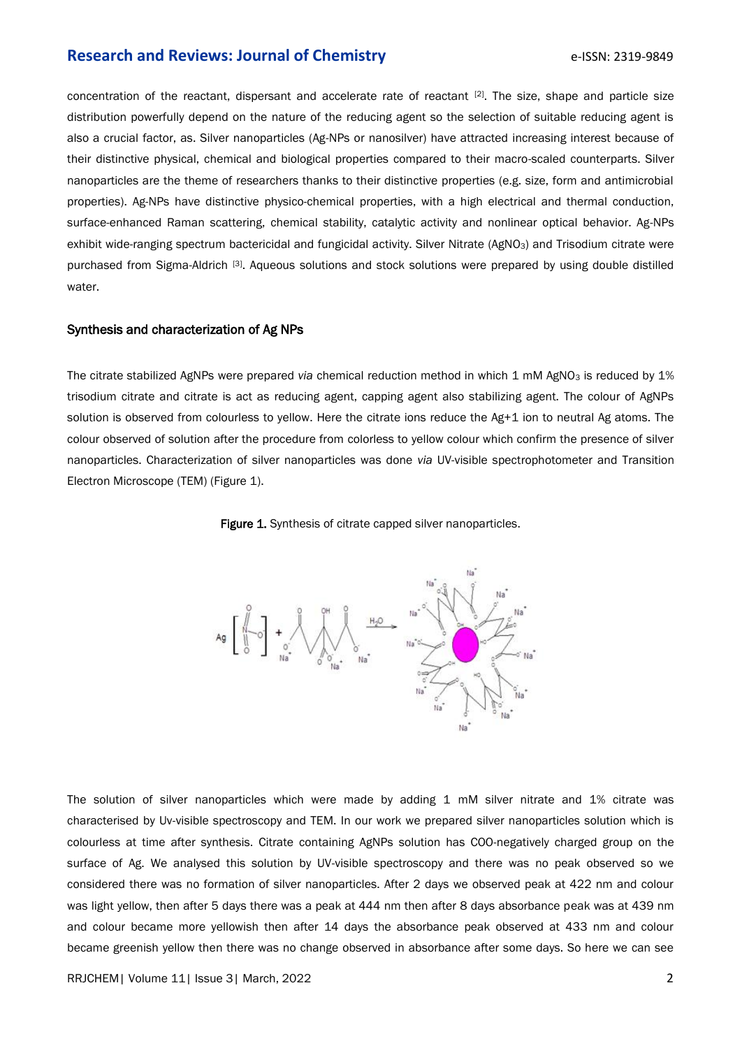concentration of the reactant, dispersant and accelerate rate of reactant [2]. The size, shape and particle size distribution powerfully depend on the nature of the reducing agent so the selection of suitable reducing agent is also a crucial factor, as. Silver nanoparticles (Ag-NPs or nanosilver) have attracted increasing interest because of their distinctive physical, chemical and biological properties compared to their macro-scaled counterparts. Silver nanoparticles are the theme of researchers thanks to their distinctive properties (e.g. size, form and antimicrobial properties). Ag-NPs have distinctive physico-chemical properties, with a high electrical and thermal conduction, surface-enhanced Raman scattering, chemical stability, catalytic activity and nonlinear optical behavior. Ag-NPs exhibit wide-ranging spectrum bactericidal and fungicidal activity. Silver Nitrate ($AgNO_3$) and Trisodium citrate were purchased from Sigma-Aldrich [3]. Aqueous solutions and stock solutions were prepared by using double distilled water.

### Synthesis and characterization of Ag NPs

The citrate stabilized AgNPs were prepared *via* chemical reduction method in which 1 mM $AgNO_3$ is reduced by 1% trisodium citrate and citrate is act as reducing agent, capping agent also stabilizing agent. The colour of AgNPs solution is observed from colourless to yellow. Here the citrate ions reduce the Ag+1 ion to neutral Ag atoms. The colour observed of solution after the procedure from colorless to yellow colour which confirm the presence of silver nanoparticles. Characterization of silver nanoparticles was done *via* UV-visible spectrophotometer and Transition Electron Microscope (TEM) (Figure 1).

**Figure 1.** Synthesis of citrate capped silver nanoparticles.

The solution of silver nanoparticles which were made by adding 1 mM silver nitrate and 1% citrate was characterised by Uv-visible spectroscopy and TEM. In our work we prepared silver nanoparticles solution which is colourless at time after synthesis. Citrate containing AgNPs solution has COO-negatively charged group on the surface of Ag. We analysed this solution by UV-visible spectroscopy and there was no peak observed so we considered there was no formation of silver nanoparticles. After 2 days we observed peak at 422 nm and colour was light yellow, then after 5 days there was a peak at 444 nm then after 8 days absorbance peak was at 439 nm and colour became more yellowish then after 14 days the absorbance peak observed at 433 nm and colour became greenish yellow then there was no change observed in absorbance after some days. So here we can see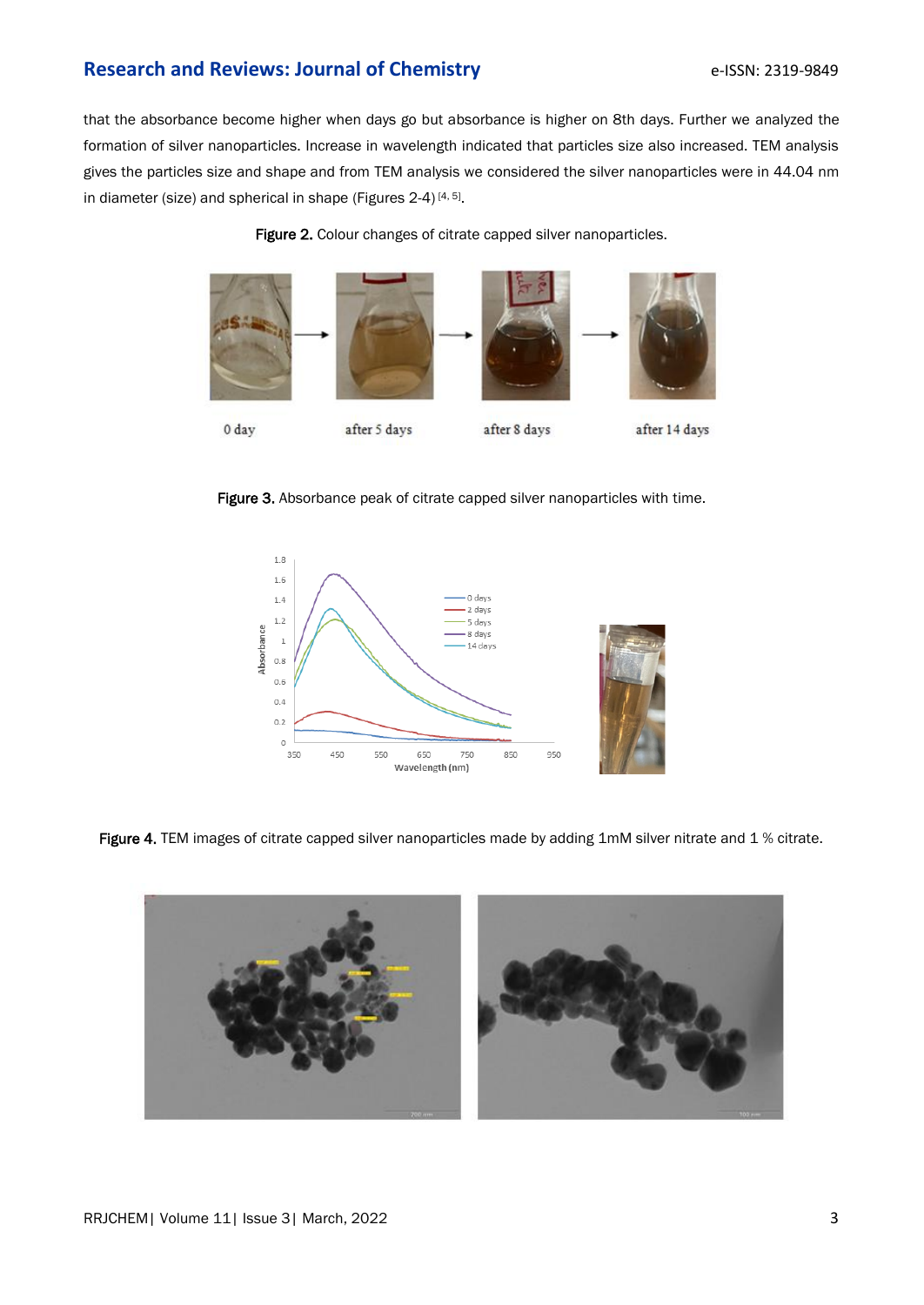that the absorbance become higher when days go but absorbance is higher on 8th days. Further we analyzed the formation of silver nanoparticles. Increase in wavelength indicated that particles size also increased. TEM analysis gives the particles size and shape and from TEM analysis we considered the silver nanoparticles were in 44.04 nm in diameter (size) and spherical in shape (Figures 2-4) [4, 5].

**Figure 2.** Colour changes of citrate capped silver nanoparticles.

0 day → after 5 days → after 8 days → after 14 days

**Figure 3.** Absorbance peak of citrate capped silver nanoparticles with time.

Absorbance

1.8
1.6
1.4
1.2
1
0.8
0.6
0.4
0.2
0

350 450 550 650 750 850 950

Wavelength (nm)

0 days
2 days
5 days
8 days
14 days

**Figure 4.** TEM images of citrate capped silver nanoparticles made by adding 1mM silver nitrate and 1 % citrate.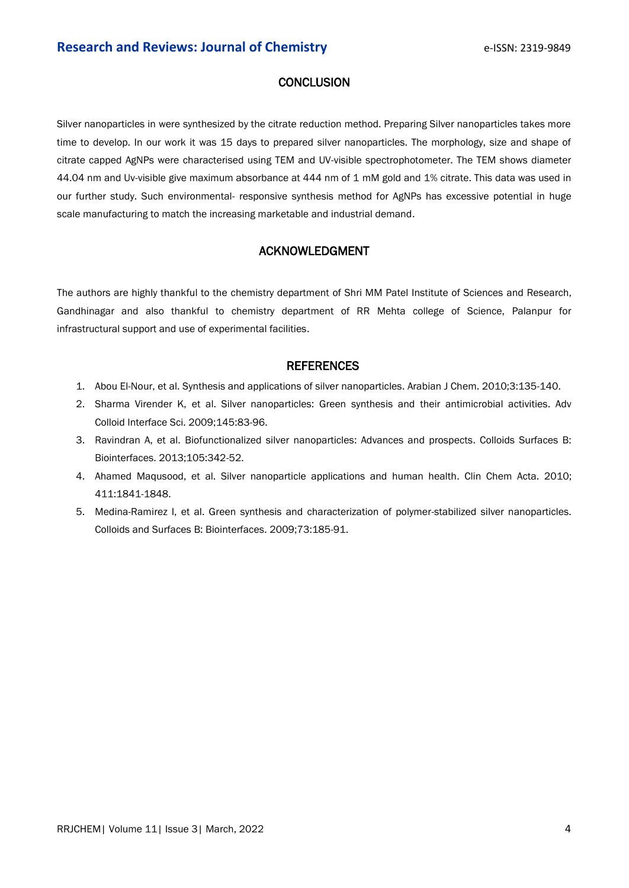## CONCLUSION

Silver nanoparticles in were synthesized by the citrate reduction method. Preparing Silver nanoparticles takes more time to develop. In our work it was 15 days to prepared silver nanoparticles. The morphology, size and shape of citrate capped AgNPs were characterised using TEM and UV-visible spectrophotometer. The TEM shows diameter 44.04 nm and Uv-visible give maximum absorbance at 444 nm of 1 mM gold and 1% citrate. This data was used in our further study. Such environmental- responsive synthesis method for AgNPs has excessive potential in huge scale manufacturing to match the increasing marketable and industrial demand.

## ACKNOWLEDGMENT

The authors are highly thankful to the chemistry department of Shri MM Patel Institute of Sciences and Research, Gandhinagar and also thankful to chemistry department of RR Mehta college of Science, Palanpur for infrastructural support and use of experimental facilities.

## REFERENCES

1. Abou El-Nour, et al. Synthesis and applications of silver nanoparticles. Arabian J Chem. 2010;3:135-140.
2. Sharma Virender K, et al. Silver nanoparticles: Green synthesis and their antimicrobial activities. Adv Colloid Interface Sci. 2009;145:83-96.
3. Ravindran A, et al. Biofunctionalized silver nanoparticles: Advances and prospects. Colloids Surfaces B: Biointerfaces. 2013;105:342-52.
4. Ahamed Maqusood, et al. Silver nanoparticle applications and human health. Clin Chem Acta. 2010; 411:1841-1848.
5. Medina-Ramirez I, et al. Green synthesis and characterization of polymer-stabilized silver nanoparticles. Colloids and Surfaces B: Biointerfaces. 2009;73:185-91.